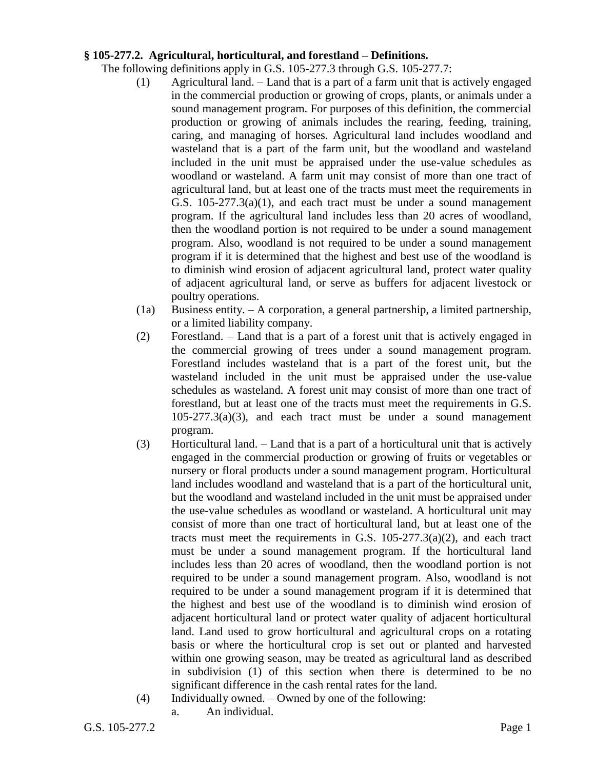**§ 105-277.2. Agricultural, horticultural, and forestland – Definitions.**

The following definitions apply in G.S. 105-277.3 through G.S. 105-277.7:

(1) Agricultural land. – Land that is a part of a farm unit that is actively engaged in the commercial production or growing of crops, plants, or animals under a sound management program. For purposes of this definition, the commercial production or growing of animals includes the rearing, feeding, training, caring, and managing of horses. Agricultural land includes woodland and wasteland that is a part of the farm unit, but the woodland and wasteland included in the unit must be appraised under the use-value schedules as woodland or wasteland. A farm unit may consist of more than one tract of agricultural land, but at least one of the tracts must meet the requirements in G.S. 105-277.3(a)(1), and each tract must be under a sound management program. If the agricultural land includes less than 20 acres of woodland, then the woodland portion is not required to be under a sound management program. Also, woodland is not required to be under a sound management program if it is determined that the highest and best use of the woodland is to diminish wind erosion of adjacent agricultural land, protect water quality of adjacent agricultural land, or serve as buffers for adjacent livestock or poultry operations.

(1a) Business entity. – A corporation, a general partnership, a limited partnership, or a limited liability company.

(2) Forestland. – Land that is a part of a forest unit that is actively engaged in the commercial growing of trees under a sound management program. Forestland includes wasteland that is a part of the forest unit, but the wasteland included in the unit must be appraised under the use-value schedules as wasteland. A forest unit may consist of more than one tract of forestland, but at least one of the tracts must meet the requirements in G.S. 105-277.3(a)(3), and each tract must be under a sound management program.

(3) Horticultural land. – Land that is a part of a horticultural unit that is actively engaged in the commercial production or growing of fruits or vegetables or nursery or floral products under a sound management program. Horticultural land includes woodland and wasteland that is a part of the horticultural unit, but the woodland and wasteland included in the unit must be appraised under the use-value schedules as woodland or wasteland. A horticultural unit may consist of more than one tract of horticultural land, but at least one of the tracts must meet the requirements in G.S. 105-277.3(a)(2), and each tract must be under a sound management program. If the horticultural land includes less than 20 acres of woodland, then the woodland portion is not required to be under a sound management program. Also, woodland is not required to be under a sound management program if it is determined that the highest and best use of the woodland is to diminish wind erosion of adjacent horticultural land or protect water quality of adjacent horticultural land. Land used to grow horticultural and agricultural crops on a rotating basis or where the horticultural crop is set out or planted and harvested within one growing season, may be treated as agricultural land as described in subdivision (1) of this section when there is determined to be no significant difference in the cash rental rates for the land.

(4) Individually owned. – Owned by one of the following:

a. An individual.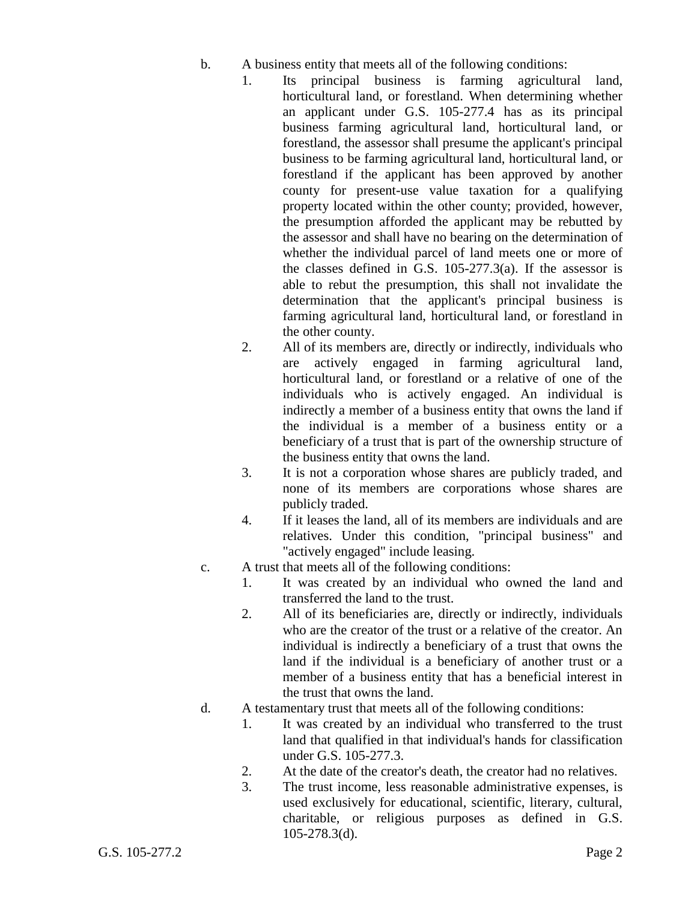b. A business entity that meets all of the following conditions:

   1. Its principal business is farming agricultural land, horticultural land, or forestland. When determining whether an applicant under G.S. 105-277.4 has as its principal business farming agricultural land, horticultural land, or forestland, the assessor shall presume the applicant's principal business to be farming agricultural land, horticultural land, or forestland if the applicant has been approved by another county for present-use value taxation for a qualifying property located within the other county; provided, however, the presumption afforded the applicant may be rebutted by the assessor and shall have no bearing on the determination of whether the individual parcel of land meets one or more of the classes defined in G.S. 105-277.3(a). If the assessor is able to rebut the presumption, this shall not invalidate the determination that the applicant's principal business is farming agricultural land, horticultural land, or forestland in the other county.
   2. All of its members are, directly or indirectly, individuals who are actively engaged in farming agricultural land, horticultural land, or forestland or a relative of one of the individuals who is actively engaged. An individual is indirectly a member of a business entity that owns the land if the individual is a member of a business entity or a beneficiary of a trust that is part of the ownership structure of the business entity that owns the land.
   3. It is not a corporation whose shares are publicly traded, and none of its members are corporations whose shares are publicly traded.
   4. If it leases the land, all of its members are individuals and are relatives. Under this condition, "principal business" and "actively engaged" include leasing.

c. A trust that meets all of the following conditions:

   1. It was created by an individual who owned the land and transferred the land to the trust.
   2. All of its beneficiaries are, directly or indirectly, individuals who are the creator of the trust or a relative of the creator. An individual is indirectly a beneficiary of a trust that owns the land if the individual is a beneficiary of another trust or a member of a business entity that has a beneficial interest in the trust that owns the land.

d. A testamentary trust that meets all of the following conditions:

   1. It was created by an individual who transferred to the trust land that qualified in that individual's hands for classification under G.S. 105-277.3.
   2. At the date of the creator's death, the creator had no relatives.
   3. The trust income, less reasonable administrative expenses, is used exclusively for educational, scientific, literary, cultural, charitable, or religious purposes as defined in G.S. 105-278.3(d).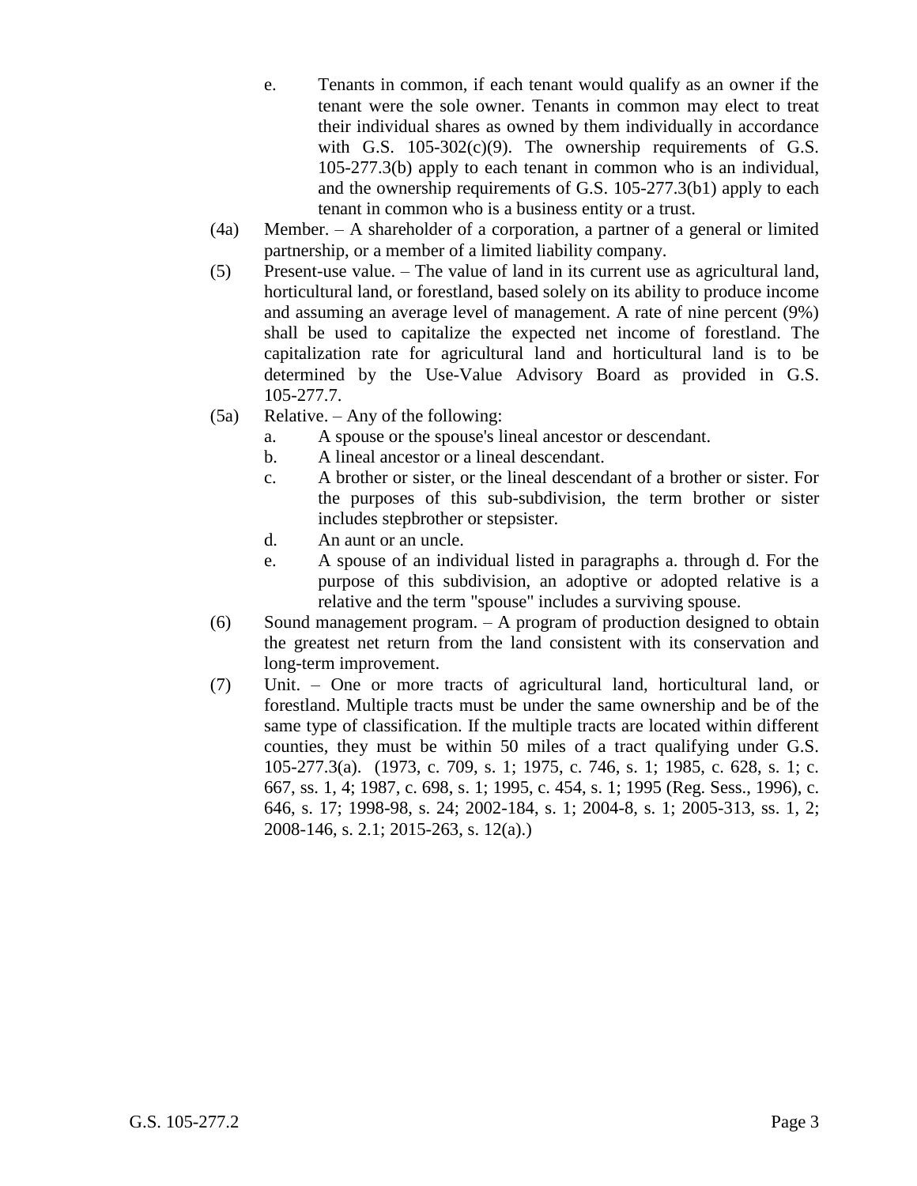e. Tenants in common, if each tenant would qualify as an owner if the tenant were the sole owner. Tenants in common may elect to treat their individual shares as owned by them individually in accordance with G.S. 105-302(c)(9). The ownership requirements of G.S. 105-277.3(b) apply to each tenant in common who is an individual, and the ownership requirements of G.S. 105-277.3(b1) apply to each tenant in common who is a business entity or a trust.

(4a) Member. – A shareholder of a corporation, a partner of a general or limited partnership, or a member of a limited liability company.

(5) Present-use value. – The value of land in its current use as agricultural land, horticultural land, or forestland, based solely on its ability to produce income and assuming an average level of management. A rate of nine percent (9%) shall be used to capitalize the expected net income of forestland. The capitalization rate for agricultural land and horticultural land is to be determined by the Use-Value Advisory Board as provided in G.S. 105-277.7.

(5a) Relative. – Any of the following:

a. A spouse or the spouse's lineal ancestor or descendant.

b. A lineal ancestor or a lineal descendant.

c. A brother or sister, or the lineal descendant of a brother or sister. For the purposes of this sub-subdivision, the term brother or sister includes stepbrother or stepsister.

d. An aunt or an uncle.

e. A spouse of an individual listed in paragraphs a. through d. For the purpose of this subdivision, an adoptive or adopted relative is a relative and the term "spouse" includes a surviving spouse.

(6) Sound management program. – A program of production designed to obtain the greatest net return from the land consistent with its conservation and long-term improvement.

(7) Unit. – One or more tracts of agricultural land, horticultural land, or forestland. Multiple tracts must be under the same ownership and be of the same type of classification. If the multiple tracts are located within different counties, they must be within 50 miles of a tract qualifying under G.S. 105-277.3(a). (1973, c. 709, s. 1; 1975, c. 746, s. 1; 1985, c. 628, s. 1; c. 667, ss. 1, 4; 1987, c. 698, s. 1; 1995, c. 454, s. 1; 1995 (Reg. Sess., 1996), c. 646, s. 17; 1998-98, s. 24; 2002-184, s. 1; 2004-8, s. 1; 2005-313, ss. 1, 2; 2008-146, s. 2.1; 2015-263, s. 12(a).)